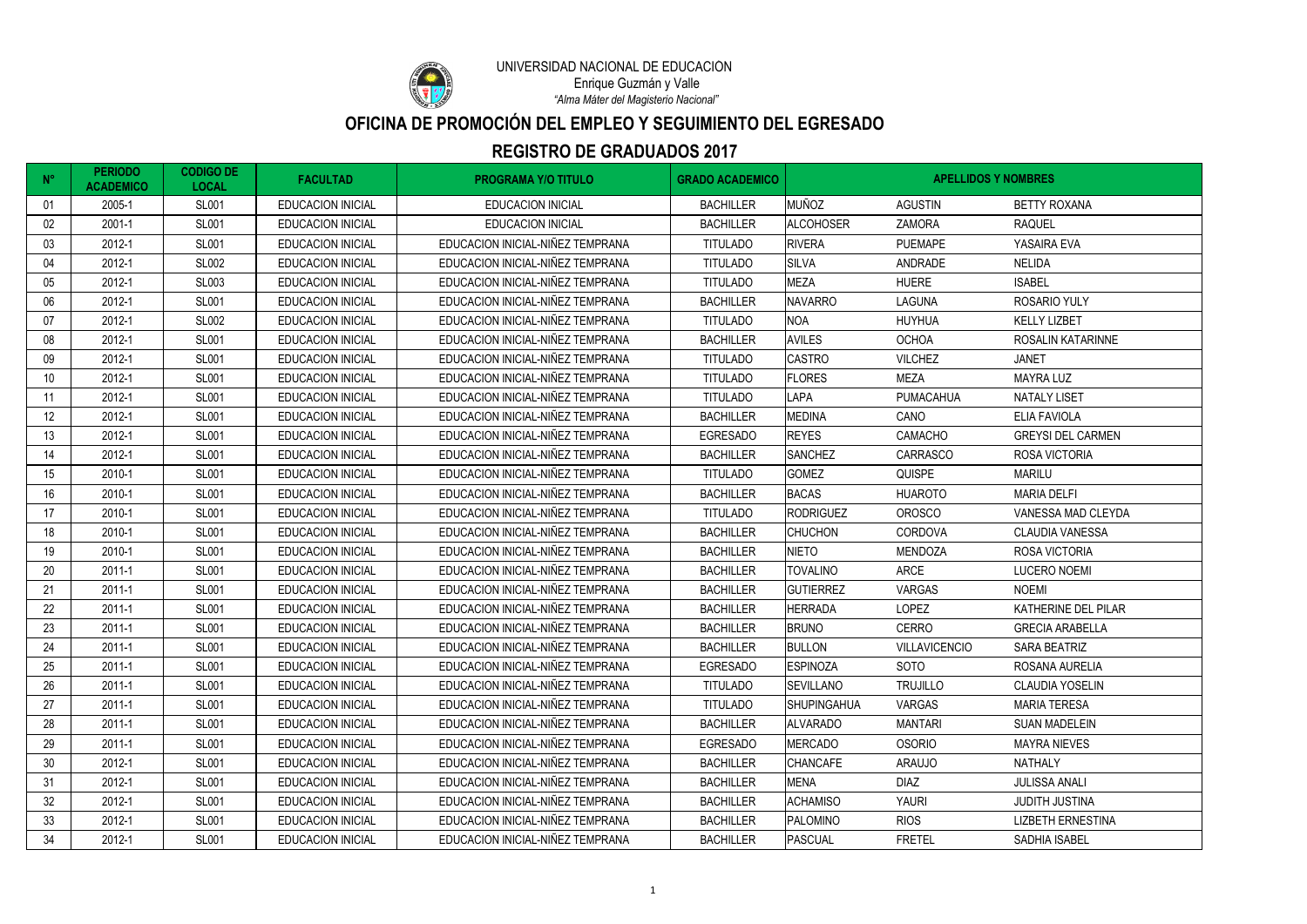UNIVERSIDAD NACIONAL DE EDUCACION

Enrique Guzmán y Valle

*"Alma Máter del Magisterio Nacional"*

# OFICINA DE PROMOCIÓN DEL EMPLEO Y SEGUIMIENTO DEL EGRESADO

## REGISTRO DE GRADUADOS 2017

| N° | PERIODO ACADEMICO | CODIGO DE LOCAL | FACULTAD | PROGRAMA Y/O TITULO | GRADO ACADEMICO | APELLIDOS Y NOMBRES | | |
|---|---|---|---|---|---|---|---|---|
| 01 | 2005-1 | SL001 | EDUCACION INICIAL | EDUCACION INICIAL | BACHILLER | MUÑOZ | AGUSTIN | BETTY ROXANA |
| 02 | 2001-1 | SL001 | EDUCACION INICIAL | EDUCACION INICIAL | BACHILLER | ALCOHOSER | ZAMORA | RAQUEL |
| 03 | 2012-1 | SL001 | EDUCACION INICIAL | EDUCACION INICIAL-NIÑEZ TEMPRANA | TITULADO | RIVERA | PUEMAPE | YASAIRA EVA |
| 04 | 2012-1 | SL002 | EDUCACION INICIAL | EDUCACION INICIAL-NIÑEZ TEMPRANA | TITULADO | SILVA | ANDRADE | NELIDA |
| 05 | 2012-1 | SL003 | EDUCACION INICIAL | EDUCACION INICIAL-NIÑEZ TEMPRANA | TITULADO | MEZA | HUERE | ISABEL |
| 06 | 2012-1 | SL001 | EDUCACION INICIAL | EDUCACION INICIAL-NIÑEZ TEMPRANA | BACHILLER | NAVARRO | LAGUNA | ROSARIO YULY |
| 07 | 2012-1 | SL002 | EDUCACION INICIAL | EDUCACION INICIAL-NIÑEZ TEMPRANA | TITULADO | NOA | HUYHUA | KELLY LIZBET |
| 08 | 2012-1 | SL001 | EDUCACION INICIAL | EDUCACION INICIAL-NIÑEZ TEMPRANA | BACHILLER | AVILES | OCHOA | ROSALIN KATARINNE |
| 09 | 2012-1 | SL001 | EDUCACION INICIAL | EDUCACION INICIAL-NIÑEZ TEMPRANA | TITULADO | CASTRO | VILCHEZ | JANET |
| 10 | 2012-1 | SL001 | EDUCACION INICIAL | EDUCACION INICIAL-NIÑEZ TEMPRANA | TITULADO | FLORES | MEZA | MAYRA LUZ |
| 11 | 2012-1 | SL001 | EDUCACION INICIAL | EDUCACION INICIAL-NIÑEZ TEMPRANA | TITULADO | LAPA | PUMACAHUA | NATALY LISET |
| 12 | 2012-1 | SL001 | EDUCACION INICIAL | EDUCACION INICIAL-NIÑEZ TEMPRANA | BACHILLER | MEDINA | CANO | ELIA FAVIOLA |
| 13 | 2012-1 | SL001 | EDUCACION INICIAL | EDUCACION INICIAL-NIÑEZ TEMPRANA | EGRESADO | REYES | CAMACHO | GREYSI DEL CARMEN |
| 14 | 2012-1 | SL001 | EDUCACION INICIAL | EDUCACION INICIAL-NIÑEZ TEMPRANA | BACHILLER | SANCHEZ | CARRASCO | ROSA VICTORIA |
| 15 | 2010-1 | SL001 | EDUCACION INICIAL | EDUCACION INICIAL-NIÑEZ TEMPRANA | TITULADO | GOMEZ | QUISPE | MARILU |
| 16 | 2010-1 | SL001 | EDUCACION INICIAL | EDUCACION INICIAL-NIÑEZ TEMPRANA | BACHILLER | BACAS | HUAROTO | MARIA DELFI |
| 17 | 2010-1 | SL001 | EDUCACION INICIAL | EDUCACION INICIAL-NIÑEZ TEMPRANA | TITULADO | RODRIGUEZ | OROSCO | VANESSA MAD CLEYDA |
| 18 | 2010-1 | SL001 | EDUCACION INICIAL | EDUCACION INICIAL-NIÑEZ TEMPRANA | BACHILLER | CHUCHON | CORDOVA | CLAUDIA VANESSA |
| 19 | 2010-1 | SL001 | EDUCACION INICIAL | EDUCACION INICIAL-NIÑEZ TEMPRANA | BACHILLER | NIETO | MENDOZA | ROSA VICTORIA |
| 20 | 2011-1 | SL001 | EDUCACION INICIAL | EDUCACION INICIAL-NIÑEZ TEMPRANA | BACHILLER | TOVALINO | ARCE | LUCERO NOEMI |
| 21 | 2011-1 | SL001 | EDUCACION INICIAL | EDUCACION INICIAL-NIÑEZ TEMPRANA | BACHILLER | GUTIERREZ | VARGAS | NOEMI |
| 22 | 2011-1 | SL001 | EDUCACION INICIAL | EDUCACION INICIAL-NIÑEZ TEMPRANA | BACHILLER | HERRADA | LOPEZ | KATHERINE DEL PILAR |
| 23 | 2011-1 | SL001 | EDUCACION INICIAL | EDUCACION INICIAL-NIÑEZ TEMPRANA | BACHILLER | BRUNO | CERRO | GRECIA ARABELLA |
| 24 | 2011-1 | SL001 | EDUCACION INICIAL | EDUCACION INICIAL-NIÑEZ TEMPRANA | BACHILLER | BULLON | VILLAVICENCIO | SARA BEATRIZ |
| 25 | 2011-1 | SL001 | EDUCACION INICIAL | EDUCACION INICIAL-NIÑEZ TEMPRANA | EGRESADO | ESPINOZA | SOTO | ROSANA AURELIA |
| 26 | 2011-1 | SL001 | EDUCACION INICIAL | EDUCACION INICIAL-NIÑEZ TEMPRANA | TITULADO | SEVILLANO | TRUJILLO | CLAUDIA YOSELIN |
| 27 | 2011-1 | SL001 | EDUCACION INICIAL | EDUCACION INICIAL-NIÑEZ TEMPRANA | TITULADO | SHUPINGAHUA | VARGAS | MARIA TERESA |
| 28 | 2011-1 | SL001 | EDUCACION INICIAL | EDUCACION INICIAL-NIÑEZ TEMPRANA | BACHILLER | ALVARADO | MANTARI | SUAN MADELEIN |
| 29 | 2011-1 | SL001 | EDUCACION INICIAL | EDUCACION INICIAL-NIÑEZ TEMPRANA | EGRESADO | MERCADO | OSORIO | MAYRA NIEVES |
| 30 | 2012-1 | SL001 | EDUCACION INICIAL | EDUCACION INICIAL-NIÑEZ TEMPRANA | BACHILLER | CHANCAFE | ARAUJO | NATHALY |
| 31 | 2012-1 | SL001 | EDUCACION INICIAL | EDUCACION INICIAL-NIÑEZ TEMPRANA | BACHILLER | MENA | DIAZ | JULISSA ANALI |
| 32 | 2012-1 | SL001 | EDUCACION INICIAL | EDUCACION INICIAL-NIÑEZ TEMPRANA | BACHILLER | ACHAMISO | YAURI | JUDITH JUSTINA |
| 33 | 2012-1 | SL001 | EDUCACION INICIAL | EDUCACION INICIAL-NIÑEZ TEMPRANA | BACHILLER | PALOMINO | RIOS | LIZBETH ERNESTINA |
| 34 | 2012-1 | SL001 | EDUCACION INICIAL | EDUCACION INICIAL-NIÑEZ TEMPRANA | BACHILLER | PASCUAL | FRETEL | SADHIA ISABEL |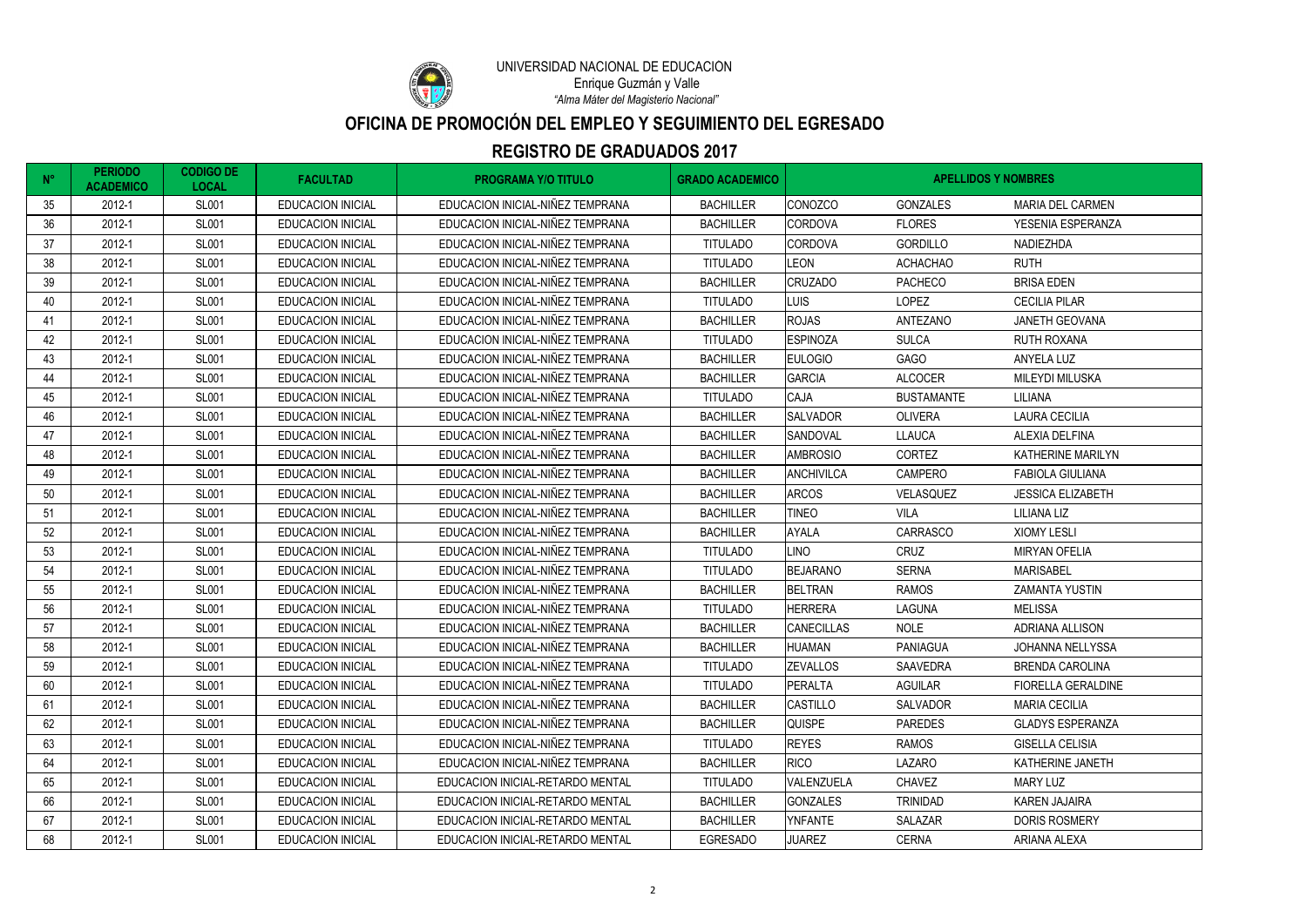UNIVERSIDAD NACIONAL DE EDUCACION

Enrique Guzmán y Valle

*"Alma Máter del Magisterio Nacional"*

# OFICINA DE PROMOCIÓN DEL EMPLEO Y SEGUIMIENTO DEL EGRESADO

## REGISTRO DE GRADUADOS 2017

| N° | PERIODO ACADEMICO | CODIGO DE LOCAL | FACULTAD | PROGRAMA Y/O TITULO | GRADO ACADEMICO | APELLIDOS Y NOMBRES | | |
|---|---|---|---|---|---|---|---|---|
| 35 | 2012-1 | SL001 | EDUCACION INICIAL | EDUCACION INICIAL-NIÑEZ TEMPRANA | BACHILLER | CONOZCO | GONZALES | MARIA DEL CARMEN |
| 36 | 2012-1 | SL001 | EDUCACION INICIAL | EDUCACION INICIAL-NIÑEZ TEMPRANA | BACHILLER | CORDOVA | FLORES | YESENIA ESPERANZA |
| 37 | 2012-1 | SL001 | EDUCACION INICIAL | EDUCACION INICIAL-NIÑEZ TEMPRANA | TITULADO | CORDOVA | GORDILLO | NADIEZHDA |
| 38 | 2012-1 | SL001 | EDUCACION INICIAL | EDUCACION INICIAL-NIÑEZ TEMPRANA | TITULADO | LEON | ACHACHAO | RUTH |
| 39 | 2012-1 | SL001 | EDUCACION INICIAL | EDUCACION INICIAL-NIÑEZ TEMPRANA | BACHILLER | CRUZADO | PACHECO | BRISA EDEN |
| 40 | 2012-1 | SL001 | EDUCACION INICIAL | EDUCACION INICIAL-NIÑEZ TEMPRANA | TITULADO | LUIS | LOPEZ | CECILIA PILAR |
| 41 | 2012-1 | SL001 | EDUCACION INICIAL | EDUCACION INICIAL-NIÑEZ TEMPRANA | BACHILLER | ROJAS | ANTEZANO | JANETH GEOVANA |
| 42 | 2012-1 | SL001 | EDUCACION INICIAL | EDUCACION INICIAL-NIÑEZ TEMPRANA | TITULADO | ESPINOZA | SULCA | RUTH ROXANA |
| 43 | 2012-1 | SL001 | EDUCACION INICIAL | EDUCACION INICIAL-NIÑEZ TEMPRANA | BACHILLER | EULOGIO | GAGO | ANYELA LUZ |
| 44 | 2012-1 | SL001 | EDUCACION INICIAL | EDUCACION INICIAL-NIÑEZ TEMPRANA | BACHILLER | GARCIA | ALCOCER | MILEYDI MILUSKA |
| 45 | 2012-1 | SL001 | EDUCACION INICIAL | EDUCACION INICIAL-NIÑEZ TEMPRANA | TITULADO | CAJA | BUSTAMANTE | LILIANA |
| 46 | 2012-1 | SL001 | EDUCACION INICIAL | EDUCACION INICIAL-NIÑEZ TEMPRANA | BACHILLER | SALVADOR | OLIVERA | LAURA CECILIA |
| 47 | 2012-1 | SL001 | EDUCACION INICIAL | EDUCACION INICIAL-NIÑEZ TEMPRANA | BACHILLER | SANDOVAL | LLAUCA | ALEXIA DELFINA |
| 48 | 2012-1 | SL001 | EDUCACION INICIAL | EDUCACION INICIAL-NIÑEZ TEMPRANA | BACHILLER | AMBROSIO | CORTEZ | KATHERINE MARILYN |
| 49 | 2012-1 | SL001 | EDUCACION INICIAL | EDUCACION INICIAL-NIÑEZ TEMPRANA | BACHILLER | ANCHIVILCA | CAMPERO | FABIOLA GIULIANA |
| 50 | 2012-1 | SL001 | EDUCACION INICIAL | EDUCACION INICIAL-NIÑEZ TEMPRANA | BACHILLER | ARCOS | VELASQUEZ | JESSICA ELIZABETH |
| 51 | 2012-1 | SL001 | EDUCACION INICIAL | EDUCACION INICIAL-NIÑEZ TEMPRANA | BACHILLER | TINEO | VILA | LILIANA LIZ |
| 52 | 2012-1 | SL001 | EDUCACION INICIAL | EDUCACION INICIAL-NIÑEZ TEMPRANA | BACHILLER | AYALA | CARRASCO | XIOMY LESLI |
| 53 | 2012-1 | SL001 | EDUCACION INICIAL | EDUCACION INICIAL-NIÑEZ TEMPRANA | TITULADO | LINO | CRUZ | MIRYAN OFELIA |
| 54 | 2012-1 | SL001 | EDUCACION INICIAL | EDUCACION INICIAL-NIÑEZ TEMPRANA | TITULADO | BEJARANO | SERNA | MARISABEL |
| 55 | 2012-1 | SL001 | EDUCACION INICIAL | EDUCACION INICIAL-NIÑEZ TEMPRANA | BACHILLER | BELTRAN | RAMOS | ZAMANTA YUSTIN |
| 56 | 2012-1 | SL001 | EDUCACION INICIAL | EDUCACION INICIAL-NIÑEZ TEMPRANA | TITULADO | HERRERA | LAGUNA | MELISSA |
| 57 | 2012-1 | SL001 | EDUCACION INICIAL | EDUCACION INICIAL-NIÑEZ TEMPRANA | BACHILLER | CANECILLAS | NOLE | ADRIANA ALLISON |
| 58 | 2012-1 | SL001 | EDUCACION INICIAL | EDUCACION INICIAL-NIÑEZ TEMPRANA | BACHILLER | HUAMAN | PANIAGUA | JOHANNA NELLYSSA |
| 59 | 2012-1 | SL001 | EDUCACION INICIAL | EDUCACION INICIAL-NIÑEZ TEMPRANA | TITULADO | ZEVALLOS | SAAVEDRA | BRENDA CAROLINA |
| 60 | 2012-1 | SL001 | EDUCACION INICIAL | EDUCACION INICIAL-NIÑEZ TEMPRANA | TITULADO | PERALTA | AGUILAR | FIORELLA GERALDINE |
| 61 | 2012-1 | SL001 | EDUCACION INICIAL | EDUCACION INICIAL-NIÑEZ TEMPRANA | BACHILLER | CASTILLO | SALVADOR | MARIA CECILIA |
| 62 | 2012-1 | SL001 | EDUCACION INICIAL | EDUCACION INICIAL-NIÑEZ TEMPRANA | BACHILLER | QUISPE | PAREDES | GLADYS ESPERANZA |
| 63 | 2012-1 | SL001 | EDUCACION INICIAL | EDUCACION INICIAL-NIÑEZ TEMPRANA | TITULADO | REYES | RAMOS | GISELLA CELISIA |
| 64 | 2012-1 | SL001 | EDUCACION INICIAL | EDUCACION INICIAL-NIÑEZ TEMPRANA | BACHILLER | RICO | LAZARO | KATHERINE JANETH |
| 65 | 2012-1 | SL001 | EDUCACION INICIAL | EDUCACION INICIAL-RETARDO MENTAL | TITULADO | VALENZUELA | CHAVEZ | MARY LUZ |
| 66 | 2012-1 | SL001 | EDUCACION INICIAL | EDUCACION INICIAL-RETARDO MENTAL | BACHILLER | GONZALES | TRINIDAD | KAREN JAJAIRA |
| 67 | 2012-1 | SL001 | EDUCACION INICIAL | EDUCACION INICIAL-RETARDO MENTAL | BACHILLER | YNFANTE | SALAZAR | DORIS ROSMERY |
| 68 | 2012-1 | SL001 | EDUCACION INICIAL | EDUCACION INICIAL-RETARDO MENTAL | EGRESADO | JUAREZ | CERNA | ARIANA ALEXA |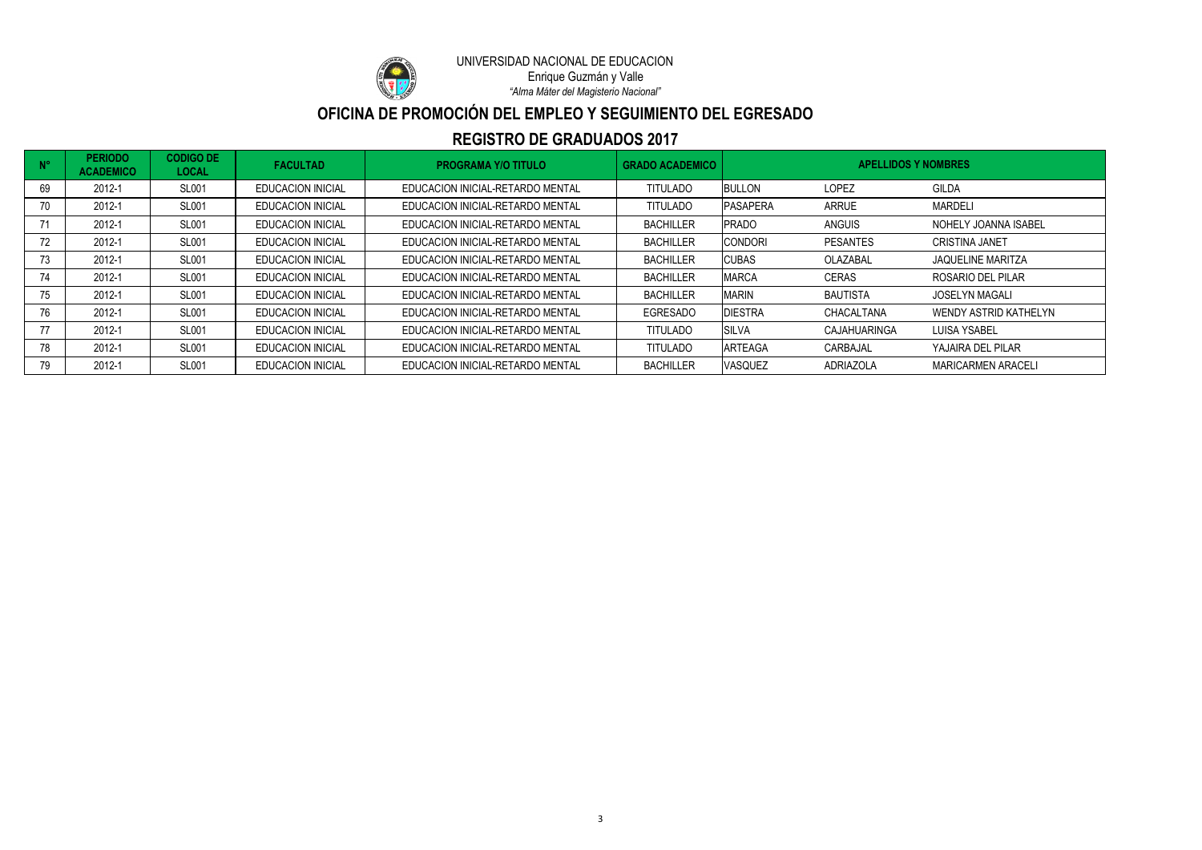UNIVERSIDAD NACIONAL DE EDUCACION
Enrique Guzmán y Valle
*"Alma Máter del Magisterio Nacional"*

# OFICINA DE PROMOCIÓN DEL EMPLEO Y SEGUIMIENTO DEL EGRESADO

## REGISTRO DE GRADUADOS 2017

| N° | PERIODO ACADEMICO | CODIGO DE LOCAL | FACULTAD | PROGRAMA Y/O TITULO | GRADO ACADEMICO | APELLIDOS Y NOMBRES | | |
|---|---|---|---|---|---|---|---|---|
| 69 | 2012-1 | SL001 | EDUCACION INICIAL | EDUCACION INICIAL-RETARDO MENTAL | TITULADO | BULLON | LOPEZ | GILDA |
| 70 | 2012-1 | SL001 | EDUCACION INICIAL | EDUCACION INICIAL-RETARDO MENTAL | TITULADO | PASAPERA | ARRUE | MARDELI |
| 71 | 2012-1 | SL001 | EDUCACION INICIAL | EDUCACION INICIAL-RETARDO MENTAL | BACHILLER | PRADO | ANGUIS | NOHELY JOANNA ISABEL |
| 72 | 2012-1 | SL001 | EDUCACION INICIAL | EDUCACION INICIAL-RETARDO MENTAL | BACHILLER | CONDORI | PESANTES | CRISTINA JANET |
| 73 | 2012-1 | SL001 | EDUCACION INICIAL | EDUCACION INICIAL-RETARDO MENTAL | BACHILLER | CUBAS | OLAZABAL | JAQUELINE MARITZA |
| 74 | 2012-1 | SL001 | EDUCACION INICIAL | EDUCACION INICIAL-RETARDO MENTAL | BACHILLER | MARCA | CERAS | ROSARIO DEL PILAR |
| 75 | 2012-1 | SL001 | EDUCACION INICIAL | EDUCACION INICIAL-RETARDO MENTAL | BACHILLER | MARIN | BAUTISTA | JOSELYN MAGALI |
| 76 | 2012-1 | SL001 | EDUCACION INICIAL | EDUCACION INICIAL-RETARDO MENTAL | EGRESADO | DIESTRA | CHACALTANA | WENDY ASTRID KATHELYN |
| 77 | 2012-1 | SL001 | EDUCACION INICIAL | EDUCACION INICIAL-RETARDO MENTAL | TITULADO | SILVA | CAJAHUARINGA | LUISA YSABEL |
| 78 | 2012-1 | SL001 | EDUCACION INICIAL | EDUCACION INICIAL-RETARDO MENTAL | TITULADO | ARTEAGA | CARBAJAL | YAJAIRA DEL PILAR |
| 79 | 2012-1 | SL001 | EDUCACION INICIAL | EDUCACION INICIAL-RETARDO MENTAL | BACHILLER | VASQUEZ | ADRIAZOLA | MARICARMEN ARACELI |